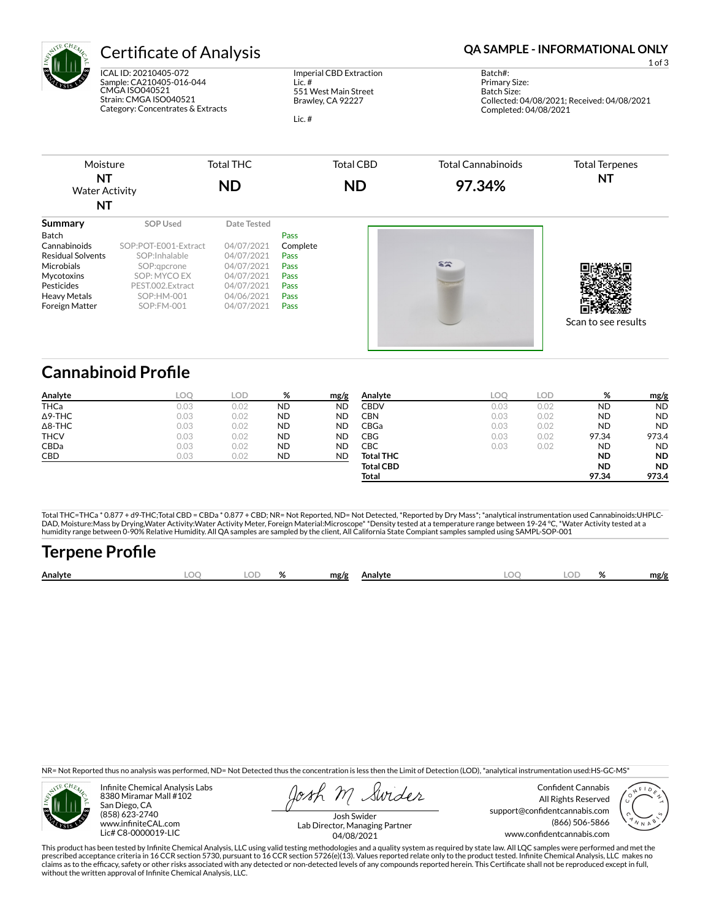# Certificate of Analysis

**QA SAMPLE - INFORMATIONAL ONLY**

ICAL ID: 20210405-072
Sample: CA210405-016-044
CMGA ISO040521
Strain: CMGA ISO040521
Category: Concentrates & Extracts

Imperial CBD Extraction
Lic. #
551 West Main Street
Brawley, CA 92227

Lic. #

Batch#:
Primary Size:
Batch Size:
Collected: 04/08/2021; Received: 04/08/2021
Completed: 04/08/2021

| Moisture | Total THC | Total CBD | Total Cannabinoids | Total Terpenes |
|---|---|---|---|---|
| **NT** | **ND** | **ND** | **97.34%** | **NT** |
| Water Activity **NT** | | | | |

| Summary | SOP Used | Date Tested | |
|---|---|---|---|
| Batch | | | Pass |
| Cannabinoids | SOP:POT-E001-Extract | 04/07/2021 | Complete |
| Residual Solvents | SOP:Inhalable | 04/07/2021 | Pass |
| Microbials | SOP:qpcrone | 04/07/2021 | Pass |
| Mycotoxins | SOP: MYCO EX | 04/07/2021 | Pass |
| Pesticides | PEST.002.Extract | 04/07/2021 | Pass |
| Heavy Metals | SOP:HM-001 | 04/06/2021 | Pass |
| Foreign Matter | SOP:FM-001 | 04/07/2021 | Pass |

Scan to see results

## Cannabinoid Profile

| Analyte | LOQ | LOD | % | mg/g |
|---|---|---|---|---|
| THCa | 0.03 | 0.02 | ND | ND |
| Δ9-THC | 0.03 | 0.02 | ND | ND |
| Δ8-THC | 0.03 | 0.02 | ND | ND |
| THCV | 0.03 | 0.02 | ND | ND |
| CBDa | 0.03 | 0.02 | ND | ND |
| CBD | 0.03 | 0.02 | ND | ND |
| CBDV | 0.03 | 0.02 | ND | ND |
| CBN | 0.03 | 0.02 | ND | ND |
| CBGa | 0.03 | 0.02 | ND | ND |
| CBG | 0.03 | 0.02 | 97.34 | 973.4 |
| CBC | 0.03 | 0.02 | ND | ND |
| **Total THC** | | | **ND** | **ND** |
| **Total CBD** | | | **ND** | **ND** |
| **Total** | | | **97.34** | **973.4** |

Total THC=THCa * 0.877 + d9-THC;Total CBD = CBDa * 0.877 + CBD; NR= Not Reported, ND= Not Detected, *Reported by Dry Mass*; *analytical instrumentation used Cannabinoids:UHPLC-DAD, Moisture:Mass by Drying,Water Activity:Water Activity Meter, Foreign Material:Microscope* *Density tested at a temperature range between 19-24 °C, *Water Activity tested at a humidity range between 0-90% Relative Humidity. All QA samples are sampled by the client, All California State Compiant samples sampled using SAMPL-SOP-001

## Terpene Profile

| Analyte | LOQ | LOD | % | mg/g | Analyte | LOQ | LOD | % | mg/g |
|---|---|---|---|---|---|---|---|---|---|

NR= Not Reported thus no analysis was performed, ND= Not Detected thus the concentration is less then the Limit of Detection (LOD), *analytical instrumentation used:HS-GC-MS*

Infinite Chemical Analysis Labs
8380 Miramar Mall #102
San Diego, CA
(858) 623-2740
www.infiniteCAL.com
Lic# C8-0000019-LIC

Josh Swider
Lab Director, Managing Partner
04/08/2021

Confident Cannabis
All Rights Reserved
support@confidentcannabis.com
(866) 506-5866
www.confidentcannabis.com

This product has been tested by Infinite Chemical Analysis, LLC using valid testing methodologies and a quality system as required by state law. All LQC samples were performed and met the prescribed acceptance criteria in 16 CCR section 5730, pursuant to 16 CCR section 5726(e)(13). Values reported relate only to the product tested. Infinite Chemical Analysis, LLC makes no claims as to the efficacy, safety or other risks associated with any detected or non-detected levels of any compounds reported herein. This Certificate shall not be reproduced except in full, without the written approval of Infinite Chemical Analysis, LLC.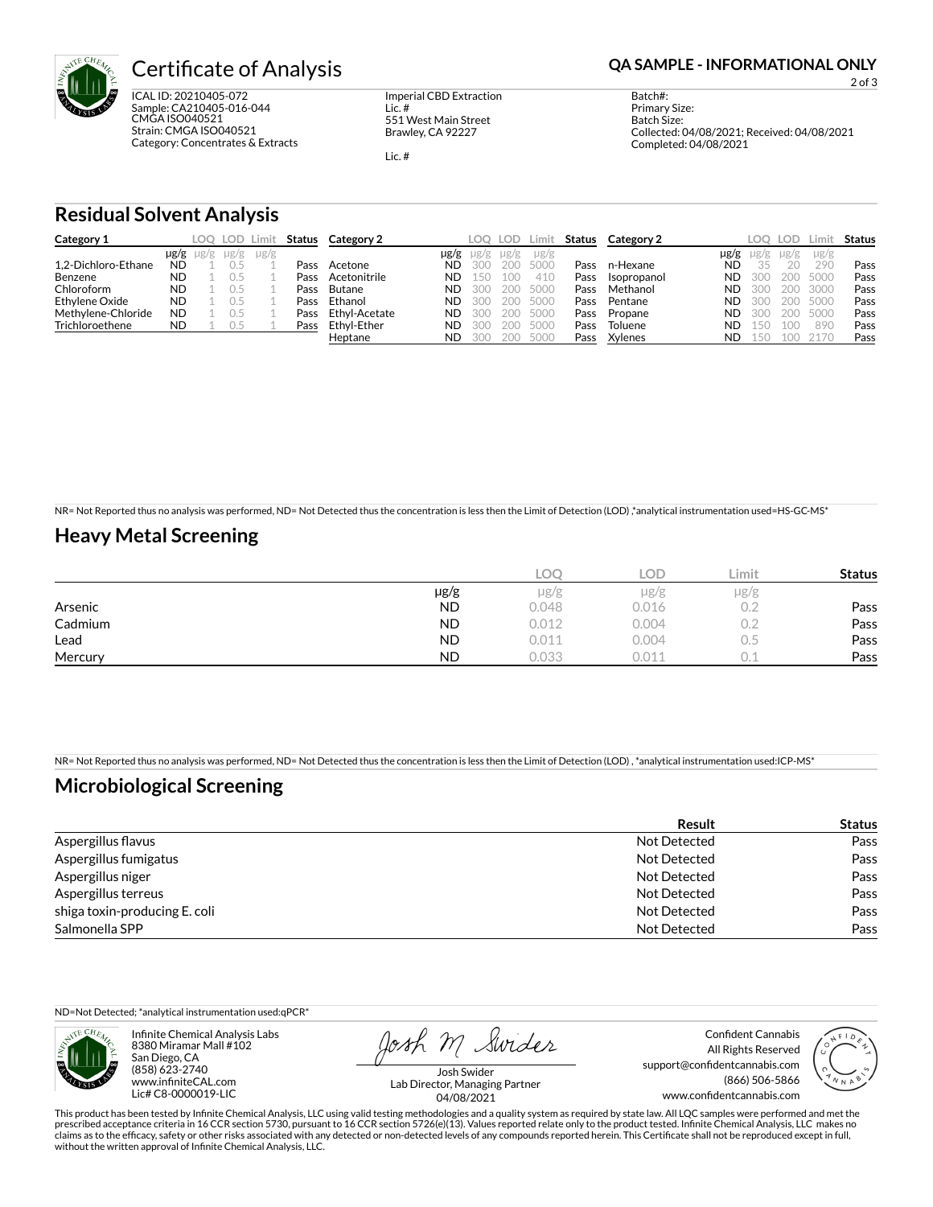# Certificate of Analysis

**QA SAMPLE - INFORMATIONAL ONLY**

ICAL ID: 20210405-072
Sample: CA210405-016-044
CMGA ISO040521
Strain: CMGA ISO040521
Category: Concentrates & Extracts

Imperial CBD Extraction
Lic. #
551 West Main Street
Brawley, CA 92227

Lic. #

Batch#:
Primary Size:
Batch Size:
Collected: 04/08/2021; Received: 04/08/2021
Completed: 04/08/2021

## Residual Solvent Analysis

| Category 1 | µg/g | LOQ µg/g | LOD µg/g | Limit µg/g | Status |
|---|---|---|---|---|---|
| 1,2-Dichloro-Ethane | ND | 1 | 0.5 | 1 | Pass |
| Benzene | ND | 1 | 0.5 | 1 | Pass |
| Chloroform | ND | 1 | 0.5 | 1 | Pass |
| Ethylene Oxide | ND | 1 | 0.5 | 1 | Pass |
| Methylene-Chloride | ND | 1 | 0.5 | 1 | Pass |
| Trichloroethene | ND | 1 | 0.5 | 1 | Pass |

| Category 2 | µg/g | LOQ µg/g | LOD µg/g | Limit µg/g | Status |
|---|---|---|---|---|---|
| Acetone | ND | 300 | 200 | 5000 | Pass |
| Acetonitrile | ND | 150 | 100 | 410 | Pass |
| Butane | ND | 300 | 200 | 5000 | Pass |
| Ethanol | ND | 300 | 200 | 5000 | Pass |
| Ethyl-Acetate | ND | 300 | 200 | 5000 | Pass |
| Ethyl-Ether | ND | 300 | 200 | 5000 | Pass |
| Heptane | ND | 300 | 200 | 5000 | Pass |

| Category 2 | µg/g | LOQ µg/g | LOD µg/g | Limit µg/g | Status |
|---|---|---|---|---|---|
| n-Hexane | ND | 35 | 20 | 290 | Pass |
| Isopropanol | ND | 300 | 200 | 5000 | Pass |
| Methanol | ND | 300 | 200 | 3000 | Pass |
| Pentane | ND | 300 | 200 | 5000 | Pass |
| Propane | ND | 300 | 200 | 5000 | Pass |
| Toluene | ND | 150 | 100 | 890 | Pass |
| Xylenes | ND | 150 | 100 | 2170 | Pass |

NR= Not Reported thus no analysis was performed, ND= Not Detected thus the concentration is less then the Limit of Detection (LOD) ,*analytical instrumentation used=HS-GC-MS*

## Heavy Metal Screening

| | µg/g | LOQ µg/g | LOD µg/g | Limit µg/g | Status |
|---|---|---|---|---|---|
| Arsenic | ND | 0.048 | 0.016 | 0.2 | Pass |
| Cadmium | ND | 0.012 | 0.004 | 0.2 | Pass |
| Lead | ND | 0.011 | 0.004 | 0.5 | Pass |
| Mercury | ND | 0.033 | 0.011 | 0.1 | Pass |

NR= Not Reported thus no analysis was performed, ND= Not Detected thus the concentration is less then the Limit of Detection (LOD) , *analytical instrumentation used:ICP-MS*

## Microbiological Screening

| | Result | Status |
|---|---|---|
| Aspergillus flavus | Not Detected | Pass |
| Aspergillus fumigatus | Not Detected | Pass |
| Aspergillus niger | Not Detected | Pass |
| Aspergillus terreus | Not Detected | Pass |
| shiga toxin-producing E. coli | Not Detected | Pass |
| Salmonella SPP | Not Detected | Pass |

ND=Not Detected; *analytical instrumentation used:qPCR*

Infinite Chemical Analysis Labs
8380 Miramar Mall #102
San Diego, CA
(858) 623-2740
www.infiniteCAL.com
Lic# C8-0000019-LIC

Josh Swider
Lab Director, Managing Partner
04/08/2021

Confident Cannabis
All Rights Reserved
support@confidentcannabis.com
(866) 506-5866
www.confidentcannabis.com

This product has been tested by Infinite Chemical Analysis, LLC using valid testing methodologies and a quality system as required by state law. All LQC samples were performed and met the prescribed acceptance criteria in 16 CCR section 5730, pursuant to 16 CCR section 5726(e)(13). Values reported relate only to the product tested. Infinite Chemical Analysis, LLC makes no claims as to the efficacy, safety or other risks associated with any detected or non-detected levels of any compounds reported herein. This Certificate shall not be reproduced except in full, without the written approval of Infinite Chemical Analysis, LLC.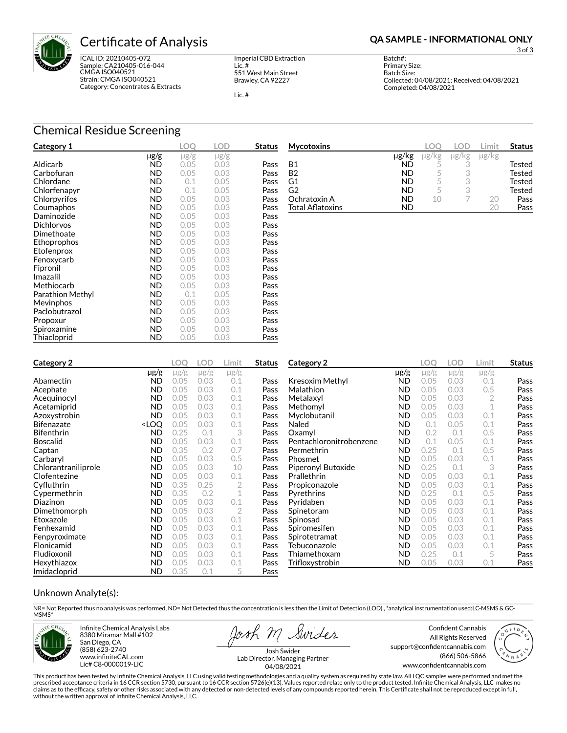# Certificate of Analysis

**QA SAMPLE - INFORMATIONAL ONLY**

ICAL ID: 20210405-072
Sample: CA210405-016-044
CMGA ISO040521
Strain: CMGA ISO040521
Category: Concentrates & Extracts

Imperial CBD Extraction
Lic. #
551 West Main Street
Brawley, CA 92227

Lic. #

Batch#:
Primary Size:
Batch Size:
Collected: 04/08/2021; Received: 04/08/2021
Completed: 04/08/2021

## Chemical Residue Screening

| Category 1 | | LOQ | LOD | Status |
|---|---|---|---|---|
| | µg/g | µg/g | µg/g | |
| Aldicarb | ND | 0.05 | 0.03 | Pass |
| Carbofuran | ND | 0.05 | 0.03 | Pass |
| Chlordane | ND | 0.1 | 0.05 | Pass |
| Chlorfenapyr | ND | 0.1 | 0.05 | Pass |
| Chlorpyrifos | ND | 0.05 | 0.03 | Pass |
| Coumaphos | ND | 0.05 | 0.03 | Pass |
| Daminozide | ND | 0.05 | 0.03 | Pass |
| Dichlorvos | ND | 0.05 | 0.03 | Pass |
| Dimethoate | ND | 0.05 | 0.03 | Pass |
| Ethoprophos | ND | 0.05 | 0.03 | Pass |
| Etofenprox | ND | 0.05 | 0.03 | Pass |
| Fenoxycarb | ND | 0.05 | 0.03 | Pass |
| Fipronil | ND | 0.05 | 0.03 | Pass |
| Imazalil | ND | 0.05 | 0.03 | Pass |
| Methiocarb | ND | 0.05 | 0.03 | Pass |
| Parathion Methyl | ND | 0.1 | 0.05 | Pass |
| Mevinphos | ND | 0.05 | 0.03 | Pass |
| Paclobutrazol | ND | 0.05 | 0.03 | Pass |
| Propoxur | ND | 0.05 | 0.03 | Pass |
| Spiroxamine | ND | 0.05 | 0.03 | Pass |
| Thiacloprid | ND | 0.05 | 0.03 | Pass |

| Mycotoxins | | LOQ | LOD | Limit | Status |
|---|---|---|---|---|---|
| | µg/kg | µg/kg | µg/kg | µg/kg | |
| B1 | ND | 5 | 3 | | Tested |
| B2 | ND | 5 | 3 | | Tested |
| G1 | ND | 5 | 3 | | Tested |
| G2 | ND | 5 | 3 | | Tested |
| Ochratoxin A | ND | 10 | 7 | 20 | Pass |
| Total Aflatoxins | ND | | | 20 | Pass |

| Category 2 | | LOQ | LOD | Limit | Status |
|---|---|---|---|---|---|
| | µg/g | µg/g | µg/g | µg/g | |
| Abamectin | ND | 0.05 | 0.03 | 0.1 | Pass |
| Acephate | ND | 0.05 | 0.03 | 0.1 | Pass |
| Acequinocyl | ND | 0.05 | 0.03 | 0.1 | Pass |
| Acetamiprid | ND | 0.05 | 0.03 | 0.1 | Pass |
| Azoxystrobin | ND | 0.05 | 0.03 | 0.1 | Pass |
| Bifenazate | <LOQ | 0.05 | 0.03 | 0.1 | Pass |
| Bifenthrin | ND | 0.25 | 0.1 | 3 | Pass |
| Boscalid | ND | 0.05 | 0.03 | 0.1 | Pass |
| Captan | ND | 0.35 | 0.2 | 0.7 | Pass |
| Carbaryl | ND | 0.05 | 0.03 | 0.5 | Pass |
| Chlorantraniliprole | ND | 0.05 | 0.03 | 10 | Pass |
| Clofentezine | ND | 0.05 | 0.03 | 0.1 | Pass |
| Cyfluthrin | ND | 0.35 | 0.25 | 2 | Pass |
| Cypermethrin | ND | 0.35 | 0.2 | 1 | Pass |
| Diazinon | ND | 0.05 | 0.03 | 0.1 | Pass |
| Dimethomorph | ND | 0.05 | 0.03 | 2 | Pass |
| Etoxazole | ND | 0.05 | 0.03 | 0.1 | Pass |
| Fenhexamid | ND | 0.05 | 0.03 | 0.1 | Pass |
| Fenpyroximate | ND | 0.05 | 0.03 | 0.1 | Pass |
| Flonicamid | ND | 0.05 | 0.03 | 0.1 | Pass |
| Fludioxonil | ND | 0.05 | 0.03 | 0.1 | Pass |
| Hexythiazox | ND | 0.05 | 0.03 | 0.1 | Pass |
| Imidacloprid | ND | 0.35 | 0.1 | 5 | Pass |
| Kresoxim Methyl | ND | 0.05 | 0.03 | 0.1 | Pass |
| Malathion | ND | 0.05 | 0.03 | 0.5 | Pass |
| Metalaxyl | ND | 0.05 | 0.03 | 2 | Pass |
| Methomyl | ND | 0.05 | 0.03 | 1 | Pass |
| Myclobutanil | ND | 0.05 | 0.03 | 0.1 | Pass |
| Naled | ND | 0.1 | 0.05 | 0.1 | Pass |
| Oxamyl | ND | 0.2 | 0.1 | 0.5 | Pass |
| Pentachloronitrobenzene | ND | 0.1 | 0.05 | 0.1 | Pass |
| Permethrin | ND | 0.25 | 0.1 | 0.5 | Pass |
| Phosmet | ND | 0.05 | 0.03 | 0.1 | Pass |
| Piperonyl Butoxide | ND | 0.25 | 0.1 | 3 | Pass |
| Prallethrin | ND | 0.05 | 0.03 | 0.1 | Pass |
| Propiconazole | ND | 0.05 | 0.03 | 0.1 | Pass |
| Pyrethrins | ND | 0.25 | 0.1 | 0.5 | Pass |
| Pyridaben | ND | 0.05 | 0.03 | 0.1 | Pass |
| Spinetoram | ND | 0.05 | 0.03 | 0.1 | Pass |
| Spinosad | ND | 0.05 | 0.03 | 0.1 | Pass |
| Spiromesifen | ND | 0.05 | 0.03 | 0.1 | Pass |
| Spirotetramat | ND | 0.05 | 0.03 | 0.1 | Pass |
| Tebuconazole | ND | 0.05 | 0.03 | 0.1 | Pass |
| Thiamethoxam | ND | 0.25 | 0.1 | 5 | Pass |
| Trifloxystrobin | ND | 0.05 | 0.03 | 0.1 | Pass |

Unknown Analyte(s):

NR= Not Reported thus no analysis was performed, ND= Not Detected thus the concentration is less then the Limit of Detection (LOD) , *analytical instrumentation used:LC-MSMS & GC-MSMS*

Infinite Chemical Analysis Labs
8380 Miramar Mall #102
San Diego, CA
(858) 623-2740
www.infiniteCAL.com
Lic# C8-0000019-LIC

Josh Swider
Lab Director, Managing Partner
04/08/2021

Confident Cannabis
All Rights Reserved
support@confidentcannabis.com
(866) 506-5866
www.confidentcannabis.com

This product has been tested by Infinite Chemical Analysis, LLC using valid testing methodologies and a quality system as required by state law. All LQC samples were performed and met the prescribed acceptance criteria in 16 CCR section 5730, pursuant to 16 CCR section 5726(e)(13). Values reported relate only to the product tested. Infinite Chemical Analysis, LLC makes no claims as to the efficacy, safety or other risks associated with any detected or non-detected levels of any compounds reported herein. This Certificate shall not be reproduced except in full, without the written approval of Infinite Chemical Analysis, LLC.